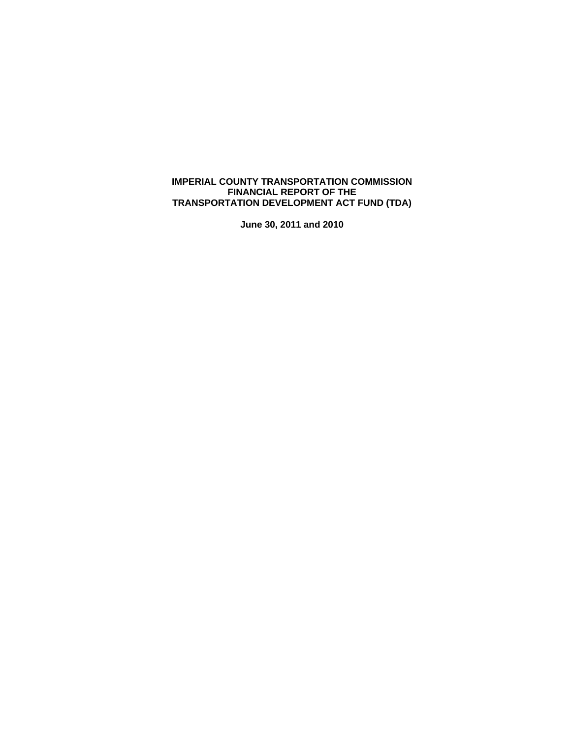# IMPERIAL COUNTY TRANSPORTATION COMMISSION
# FINANCIAL REPORT OF THE
# TRANSPORTATION DEVELOPMENT ACT FUND (TDA)

**June 30, 2011 and 2010**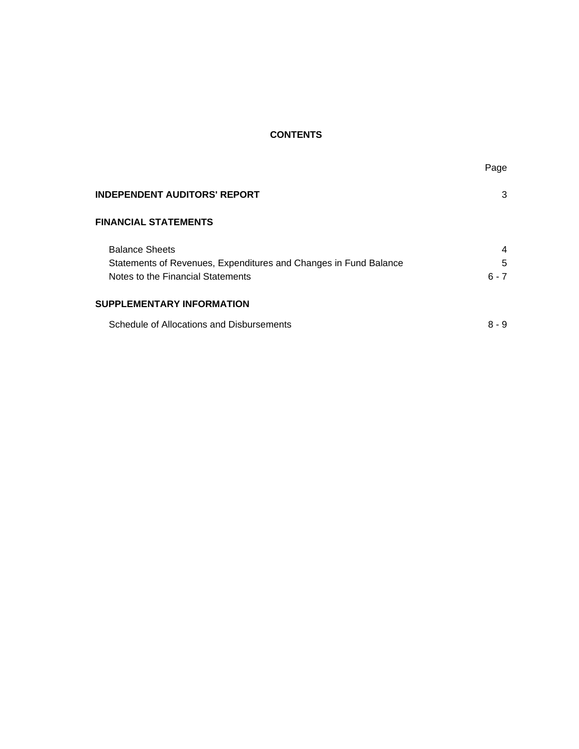# CONTENTS

| | Page |
|---|---|
| **INDEPENDENT AUDITORS' REPORT** | 3 |
| **FINANCIAL STATEMENTS** | |
| Balance Sheets | 4 |
| Statements of Revenues, Expenditures and Changes in Fund Balance | 5 |
| Notes to the Financial Statements | 6 - 7 |
| **SUPPLEMENTARY INFORMATION** | |
| Schedule of Allocations and Disbursements | 8 - 9 |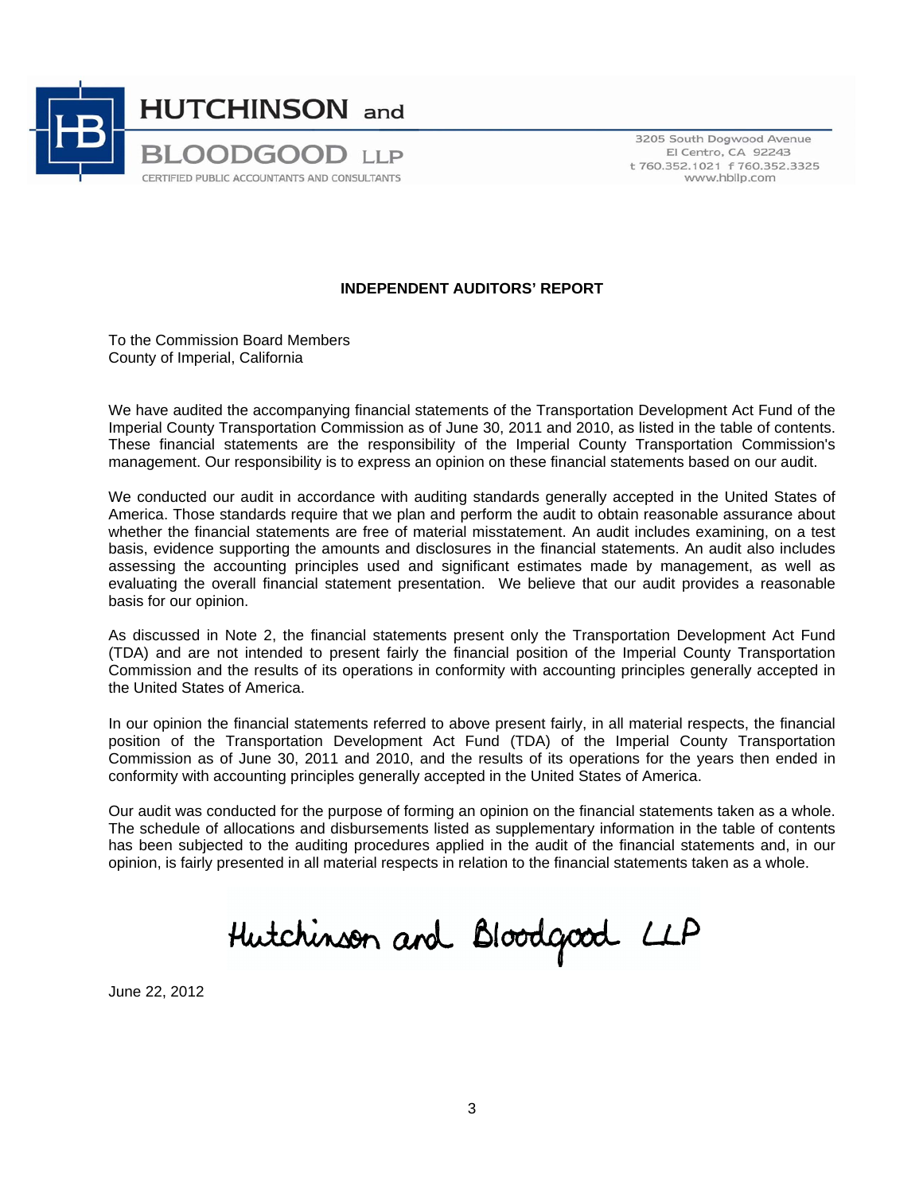**HUTCHINSON and BLOODGOOD LLP**
CERTIFIED PUBLIC ACCOUNTANTS AND CONSULTANTS

3205 South Dogwood Avenue
El Centro, CA 92243
t 760.352.1021 f 760.352.3325
www.hbllp.com

## INDEPENDENT AUDITORS' REPORT

To the Commission Board Members
County of Imperial, California

We have audited the accompanying financial statements of the Transportation Development Act Fund of the Imperial County Transportation Commission as of June 30, 2011 and 2010, as listed in the table of contents. These financial statements are the responsibility of the Imperial County Transportation Commission's management. Our responsibility is to express an opinion on these financial statements based on our audit.

We conducted our audit in accordance with auditing standards generally accepted in the United States of America. Those standards require that we plan and perform the audit to obtain reasonable assurance about whether the financial statements are free of material misstatement. An audit includes examining, on a test basis, evidence supporting the amounts and disclosures in the financial statements. An audit also includes assessing the accounting principles used and significant estimates made by management, as well as evaluating the overall financial statement presentation. We believe that our audit provides a reasonable basis for our opinion.

As discussed in Note 2, the financial statements present only the Transportation Development Act Fund (TDA) and are not intended to present fairly the financial position of the Imperial County Transportation Commission and the results of its operations in conformity with accounting principles generally accepted in the United States of America.

In our opinion the financial statements referred to above present fairly, in all material respects, the financial position of the Transportation Development Act Fund (TDA) of the Imperial County Transportation Commission as of June 30, 2011 and 2010, and the results of its operations for the years then ended in conformity with accounting principles generally accepted in the United States of America.

Our audit was conducted for the purpose of forming an opinion on the financial statements taken as a whole. The schedule of allocations and disbursements listed as supplementary information in the table of contents has been subjected to the auditing procedures applied in the audit of the financial statements and, in our opinion, is fairly presented in all material respects in relation to the financial statements taken as a whole.

Hutchinson and Bloodgood LLP

June 22, 2012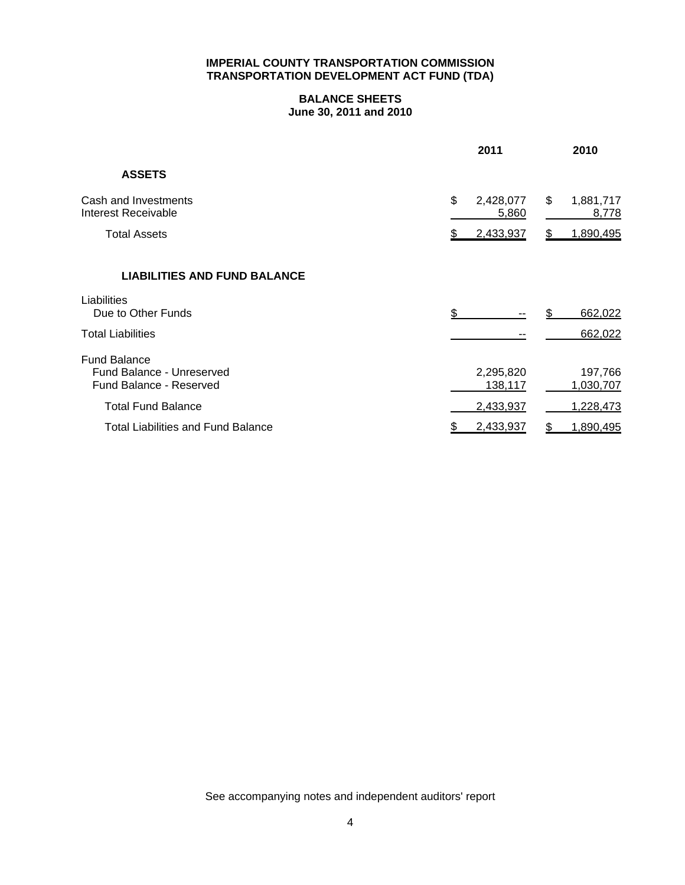**IMPERIAL COUNTY TRANSPORTATION COMMISSION**
**TRANSPORTATION DEVELOPMENT ACT FUND (TDA)**

**BALANCE SHEETS**
**June 30, 2011 and 2010**

| | 2011 | 2010 |
|---|---|---|
| **ASSETS** | | |
| Cash and Investments | $ 2,428,077 | $ 1,881,717 |
| Interest Receivable | 5,860 | 8,778 |
| Total Assets | $ 2,433,937 | $ 1,890,495 |
| **LIABILITIES AND FUND BALANCE** | | |
| Liabilities | | |
| Due to Other Funds | $ -- | $ 662,022 |
| Total Liabilities | -- | 662,022 |
| Fund Balance | | |
| Fund Balance - Unreserved | 2,295,820 | 197,766 |
| Fund Balance - Reserved | 138,117 | 1,030,707 |
| Total Fund Balance | 2,433,937 | 1,228,473 |
| Total Liabilities and Fund Balance | $ 2,433,937 | $ 1,890,495 |

See accompanying notes and independent auditors' report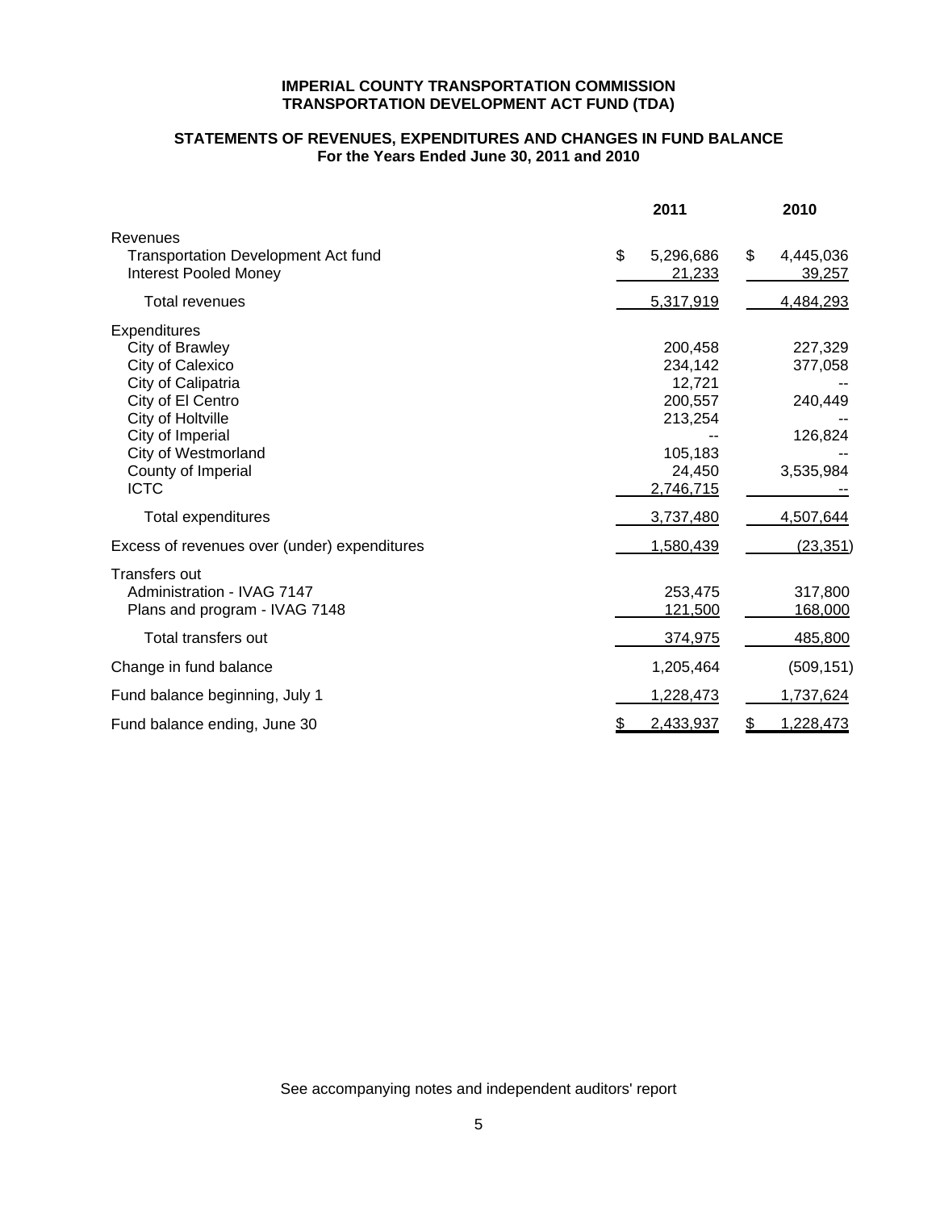**IMPERIAL COUNTY TRANSPORTATION COMMISSION**
**TRANSPORTATION DEVELOPMENT ACT FUND (TDA)**

**STATEMENTS OF REVENUES, EXPENDITURES AND CHANGES IN FUND BALANCE**
**For the Years Ended June 30, 2011 and 2010**

| | 2011 | 2010 |
|---|---|---|
| Revenues | | |
| Transportation Development Act fund | $ 5,296,686 | $ 4,445,036 |
| Interest Pooled Money | 21,233 | 39,257 |
| Total revenues | 5,317,919 | 4,484,293 |
| Expenditures | | |
| City of Brawley | 200,458 | 227,329 |
| City of Calexico | 234,142 | 377,058 |
| City of Calipatria | 12,721 | -- |
| City of El Centro | 200,557 | 240,449 |
| City of Holtville | 213,254 | -- |
| City of Imperial | -- | 126,824 |
| City of Westmorland | 105,183 | -- |
| County of Imperial | 24,450 | 3,535,984 |
| ICTC | 2,746,715 | -- |
| Total expenditures | 3,737,480 | 4,507,644 |
| Excess of revenues over (under) expenditures | 1,580,439 | (23,351) |
| Transfers out | | |
| Administration - IVAG 7147 | 253,475 | 317,800 |
| Plans and program - IVAG 7148 | 121,500 | 168,000 |
| Total transfers out | 374,975 | 485,800 |
| Change in fund balance | 1,205,464 | (509,151) |
| Fund balance beginning, July 1 | 1,228,473 | 1,737,624 |
| Fund balance ending, June 30 | $ 2,433,937 | $ 1,228,473 |

See accompanying notes and independent auditors' report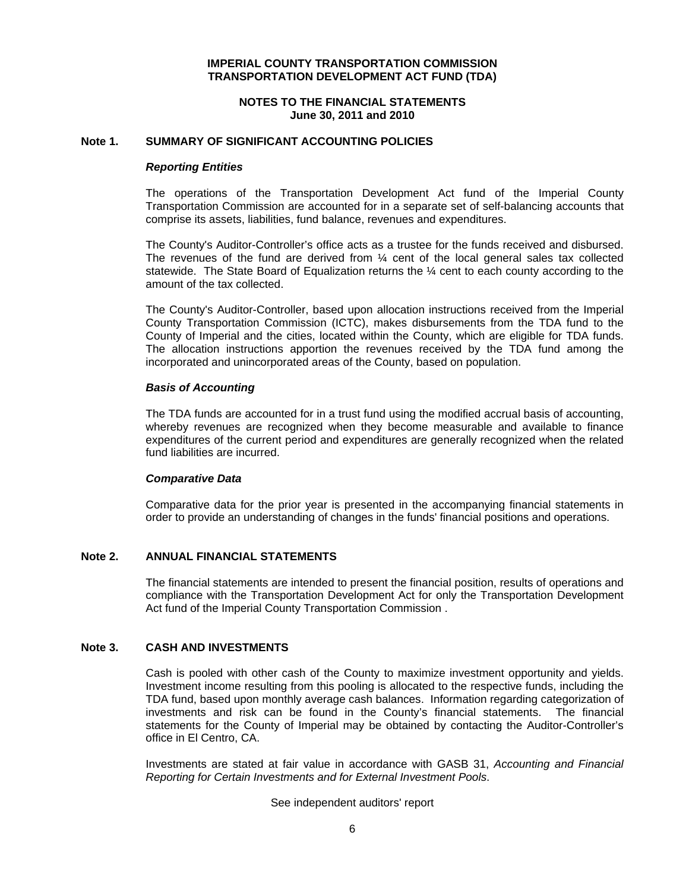**IMPERIAL COUNTY TRANSPORTATION COMMISSION**
**TRANSPORTATION DEVELOPMENT ACT FUND (TDA)**

**NOTES TO THE FINANCIAL STATEMENTS**
**June 30, 2011 and 2010**

## Note 1. SUMMARY OF SIGNIFICANT ACCOUNTING POLICIES

### *Reporting Entities*

The operations of the Transportation Development Act fund of the Imperial County Transportation Commission are accounted for in a separate set of self-balancing accounts that comprise its assets, liabilities, fund balance, revenues and expenditures.

The County's Auditor-Controller's office acts as a trustee for the funds received and disbursed. The revenues of the fund are derived from ¼ cent of the local general sales tax collected statewide. The State Board of Equalization returns the ¼ cent to each county according to the amount of the tax collected.

The County's Auditor-Controller, based upon allocation instructions received from the Imperial County Transportation Commission (ICTC), makes disbursements from the TDA fund to the County of Imperial and the cities, located within the County, which are eligible for TDA funds. The allocation instructions apportion the revenues received by the TDA fund among the incorporated and unincorporated areas of the County, based on population.

### *Basis of Accounting*

The TDA funds are accounted for in a trust fund using the modified accrual basis of accounting, whereby revenues are recognized when they become measurable and available to finance expenditures of the current period and expenditures are generally recognized when the related fund liabilities are incurred.

### *Comparative Data*

Comparative data for the prior year is presented in the accompanying financial statements in order to provide an understanding of changes in the funds' financial positions and operations.

## Note 2. ANNUAL FINANCIAL STATEMENTS

The financial statements are intended to present the financial position, results of operations and compliance with the Transportation Development Act for only the Transportation Development Act fund of the Imperial County Transportation Commission .

## Note 3. CASH AND INVESTMENTS

Cash is pooled with other cash of the County to maximize investment opportunity and yields. Investment income resulting from this pooling is allocated to the respective funds, including the TDA fund, based upon monthly average cash balances. Information regarding categorization of investments and risk can be found in the County's financial statements. The financial statements for the County of Imperial may be obtained by contacting the Auditor-Controller's office in El Centro, CA.

Investments are stated at fair value in accordance with GASB 31, *Accounting and Financial Reporting for Certain Investments and for External Investment Pools*.

See independent auditors' report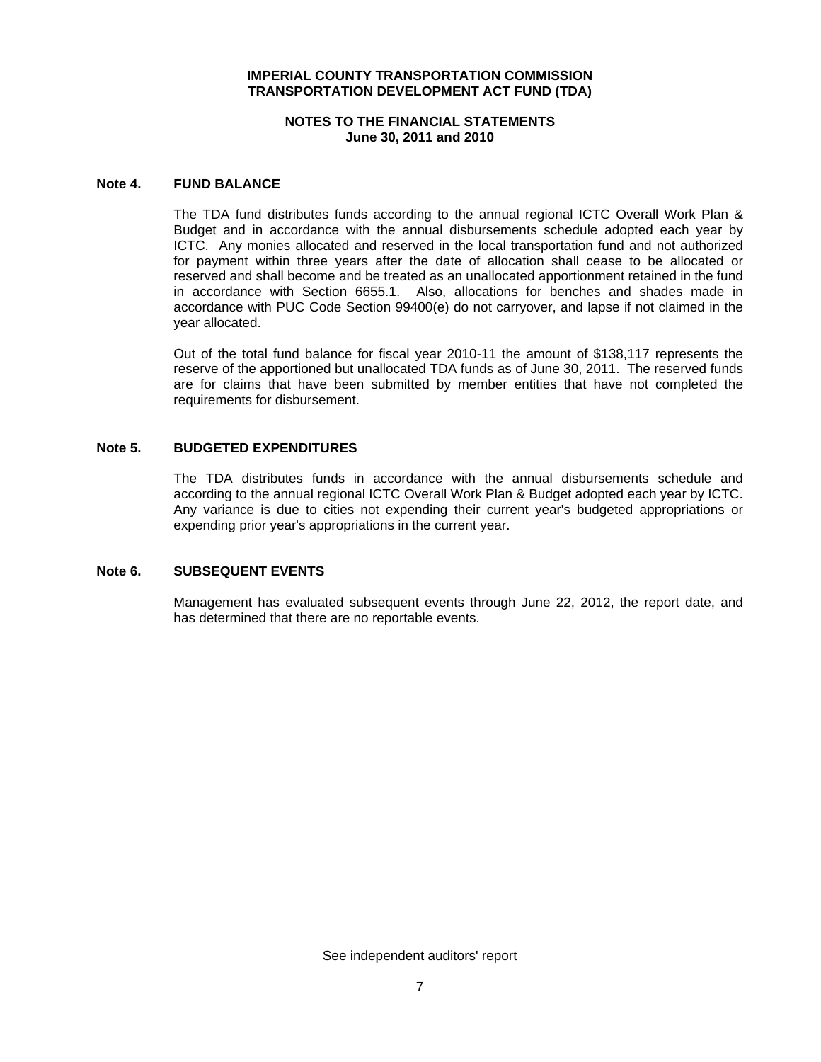**IMPERIAL COUNTY TRANSPORTATION COMMISSION**
**TRANSPORTATION DEVELOPMENT ACT FUND (TDA)**

**NOTES TO THE FINANCIAL STATEMENTS**
**June 30, 2011 and 2010**

## Note 4. FUND BALANCE

The TDA fund distributes funds according to the annual regional ICTC Overall Work Plan & Budget and in accordance with the annual disbursements schedule adopted each year by ICTC. Any monies allocated and reserved in the local transportation fund and not authorized for payment within three years after the date of allocation shall cease to be allocated or reserved and shall become and be treated as an unallocated apportionment retained in the fund in accordance with Section 6655.1. Also, allocations for benches and shades made in accordance with PUC Code Section 99400(e) do not carryover, and lapse if not claimed in the year allocated.

Out of the total fund balance for fiscal year 2010-11 the amount of $138,117 represents the reserve of the apportioned but unallocated TDA funds as of June 30, 2011. The reserved funds are for claims that have been submitted by member entities that have not completed the requirements for disbursement.

## Note 5. BUDGETED EXPENDITURES

The TDA distributes funds in accordance with the annual disbursements schedule and according to the annual regional ICTC Overall Work Plan & Budget adopted each year by ICTC. Any variance is due to cities not expending their current year's budgeted appropriations or expending prior year's appropriations in the current year.

## Note 6. SUBSEQUENT EVENTS

Management has evaluated subsequent events through June 22, 2012, the report date, and has determined that there are no reportable events.

See independent auditors' report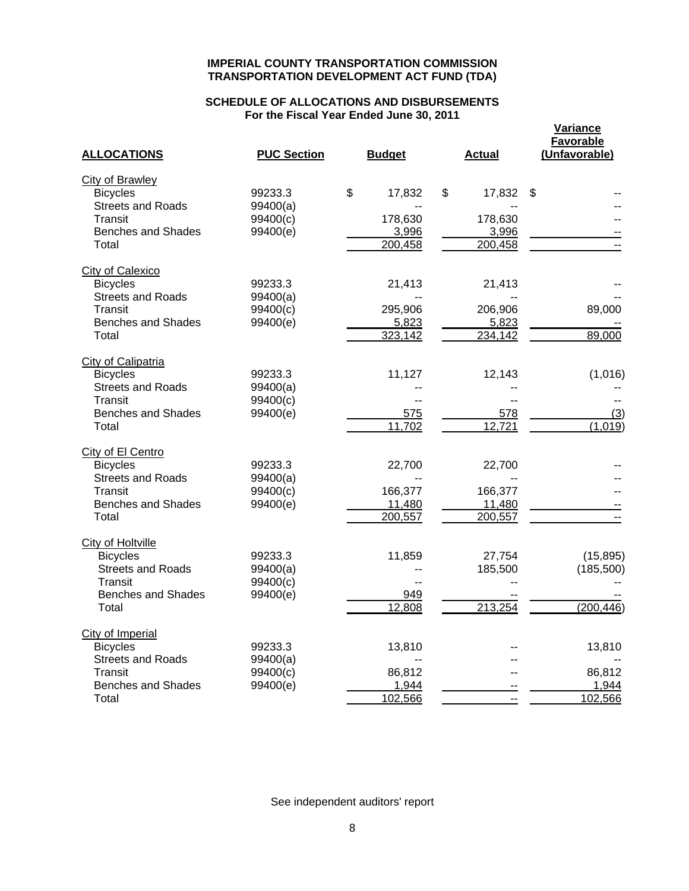**IMPERIAL COUNTY TRANSPORTATION COMMISSION**
**TRANSPORTATION DEVELOPMENT ACT FUND (TDA)**

**SCHEDULE OF ALLOCATIONS AND DISBURSEMENTS**
**For the Fiscal Year Ended June 30, 2011**

| ALLOCATIONS | PUC Section | Budget | Actual | Variance Favorable (Unfavorable) |
|---|---|---|---|---|
| City of Brawley | | | | |
| Bicycles | 99233.3 | $ 17,832 | $ 17,832 | $ -- |
| Streets and Roads | 99400(a) | -- | -- | -- |
| Transit | 99400(c) | 178,630 | 178,630 | -- |
| Benches and Shades | 99400(e) | 3,996 | 3,996 | -- |
| Total | | 200,458 | 200,458 | -- |
| City of Calexico | | | | |
| Bicycles | 99233.3 | 21,413 | 21,413 | -- |
| Streets and Roads | 99400(a) | -- | -- | -- |
| Transit | 99400(c) | 295,906 | 206,906 | 89,000 |
| Benches and Shades | 99400(e) | 5,823 | 5,823 | -- |
| Total | | 323,142 | 234,142 | 89,000 |
| City of Calipatria | | | | |
| Bicycles | 99233.3 | 11,127 | 12,143 | (1,016) |
| Streets and Roads | 99400(a) | -- | -- | -- |
| Transit | 99400(c) | -- | -- | -- |
| Benches and Shades | 99400(e) | 575 | 578 | (3) |
| Total | | 11,702 | 12,721 | (1,019) |
| City of El Centro | | | | |
| Bicycles | 99233.3 | 22,700 | 22,700 | -- |
| Streets and Roads | 99400(a) | -- | -- | -- |
| Transit | 99400(c) | 166,377 | 166,377 | -- |
| Benches and Shades | 99400(e) | 11,480 | 11,480 | -- |
| Total | | 200,557 | 200,557 | -- |
| City of Holtville | | | | |
| Bicycles | 99233.3 | 11,859 | 27,754 | (15,895) |
| Streets and Roads | 99400(a) | -- | 185,500 | (185,500) |
| Transit | 99400(c) | -- | -- | -- |
| Benches and Shades | 99400(e) | 949 | -- | -- |
| Total | | 12,808 | 213,254 | (200,446) |
| City of Imperial | | | | |
| Bicycles | 99233.3 | 13,810 | -- | 13,810 |
| Streets and Roads | 99400(a) | -- | -- | -- |
| Transit | 99400(c) | 86,812 | -- | 86,812 |
| Benches and Shades | 99400(e) | 1,944 | -- | 1,944 |
| Total | | 102,566 | -- | 102,566 |

See independent auditors' report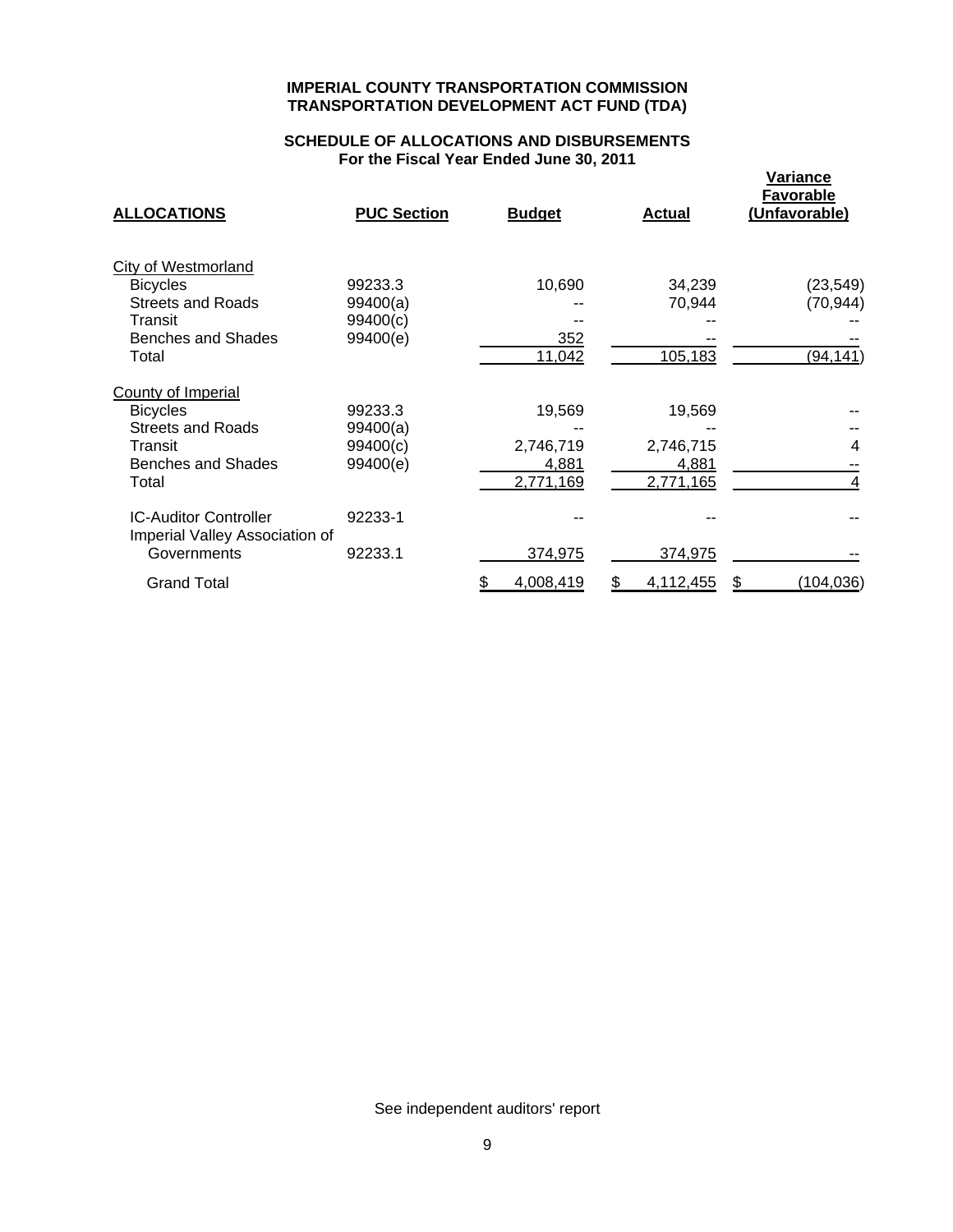**IMPERIAL COUNTY TRANSPORTATION COMMISSION**
**TRANSPORTATION DEVELOPMENT ACT FUND (TDA)**

**SCHEDULE OF ALLOCATIONS AND DISBURSEMENTS**
**For the Fiscal Year Ended June 30, 2011**

| ALLOCATIONS | PUC Section | Budget | Actual | Variance Favorable (Unfavorable) |
|---|---|---|---|---|
| City of Westmorland | | | | |
| Bicycles | 99233.3 | 10,690 | 34,239 | (23,549) |
| Streets and Roads | 99400(a) | -- | 70,944 | (70,944) |
| Transit | 99400(c) | -- | -- | -- |
| Benches and Shades | 99400(e) | 352 | -- | -- |
| Total | | 11,042 | 105,183 | (94,141) |
| County of Imperial | | | | |
| Bicycles | 99233.3 | 19,569 | 19,569 | -- |
| Streets and Roads | 99400(a) | -- | -- | -- |
| Transit | 99400(c) | 2,746,719 | 2,746,715 | 4 |
| Benches and Shades | 99400(e) | 4,881 | 4,881 | -- |
| Total | | 2,771,169 | 2,771,165 | 4 |
| IC-Auditor Controller | 92233-1 | -- | -- | -- |
| Imperial Valley Association of Governments | 92233.1 | 374,975 | 374,975 | -- |
| Grand Total | | $ 4,008,419 | $ 4,112,455 | $ (104,036) |

See independent auditors' report